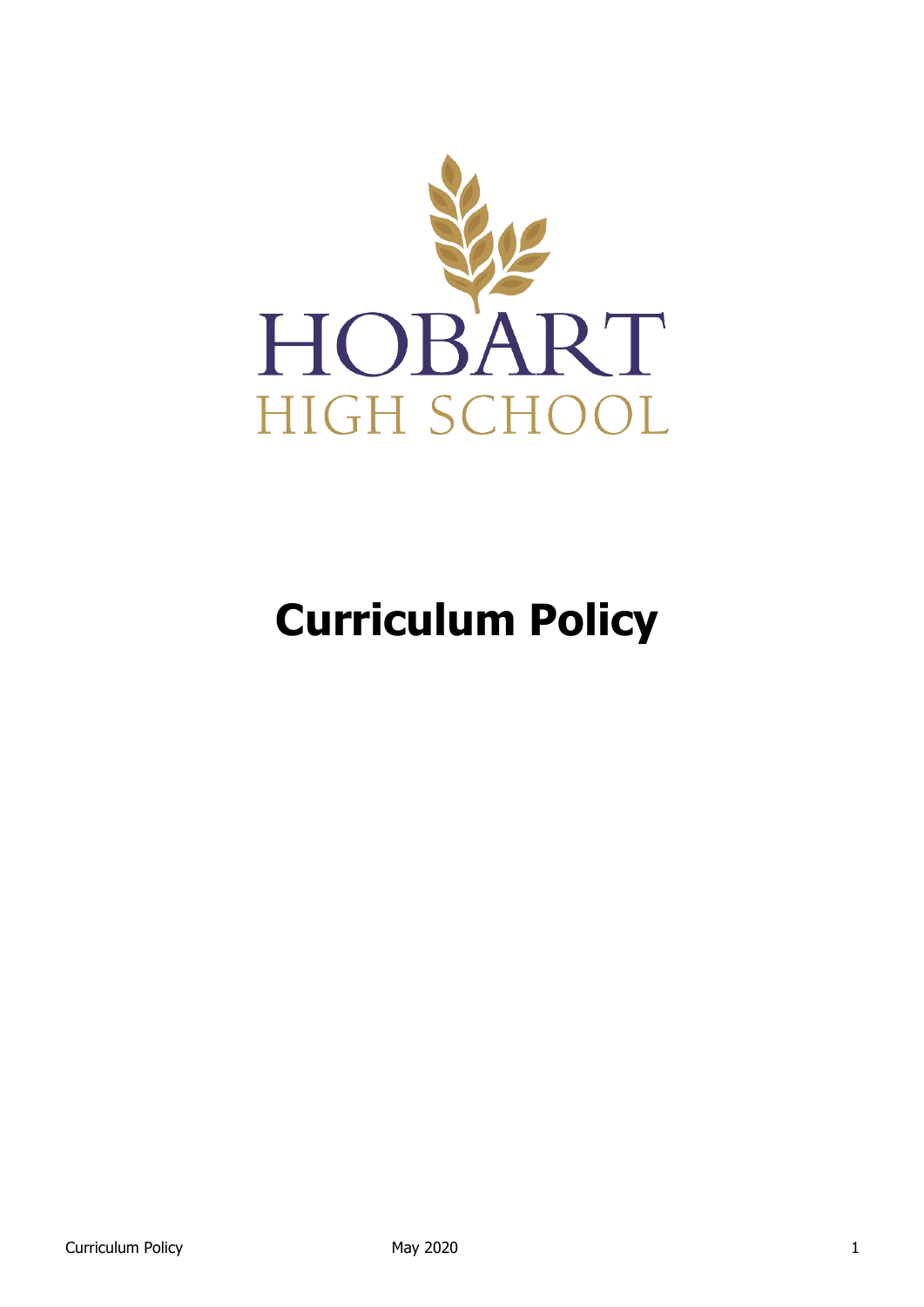HOBART

HIGH SCHOOL

# Curriculum Policy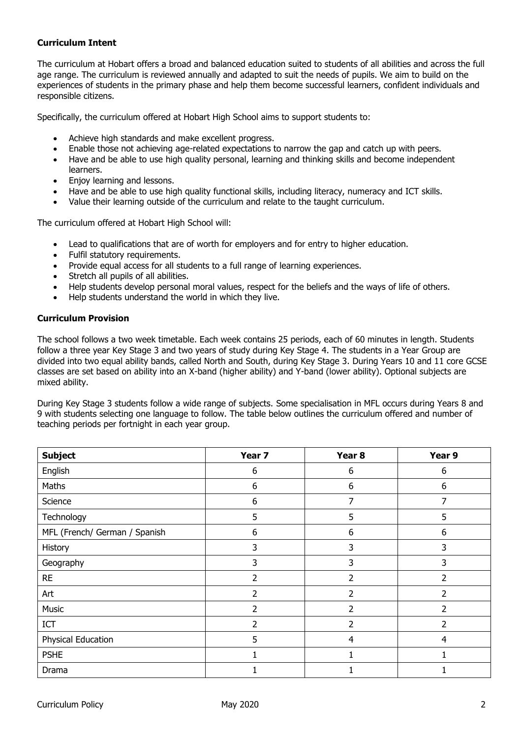**Curriculum Intent**

The curriculum at Hobart offers a broad and balanced education suited to students of all abilities and across the full age range. The curriculum is reviewed annually and adapted to suit the needs of pupils. We aim to build on the experiences of students in the primary phase and help them become successful learners, confident individuals and responsible citizens.

Specifically, the curriculum offered at Hobart High School aims to support students to:

- Achieve high standards and make excellent progress.
- Enable those not achieving age-related expectations to narrow the gap and catch up with peers.
- Have and be able to use high quality personal, learning and thinking skills and become independent learners.
- Enjoy learning and lessons.
- Have and be able to use high quality functional skills, including literacy, numeracy and ICT skills.
- Value their learning outside of the curriculum and relate to the taught curriculum.

The curriculum offered at Hobart High School will:

- Lead to qualifications that are of worth for employers and for entry to higher education.
- Fulfil statutory requirements.
- Provide equal access for all students to a full range of learning experiences.
- Stretch all pupils of all abilities.
- Help students develop personal moral values, respect for the beliefs and the ways of life of others.
- Help students understand the world in which they live.

**Curriculum Provision**

The school follows a two week timetable. Each week contains 25 periods, each of 60 minutes in length. Students follow a three year Key Stage 3 and two years of study during Key Stage 4. The students in a Year Group are divided into two equal ability bands, called North and South, during Key Stage 3. During Years 10 and 11 core GCSE classes are set based on ability into an X-band (higher ability) and Y-band (lower ability). Optional subjects are mixed ability.

During Key Stage 3 students follow a wide range of subjects. Some specialisation in MFL occurs during Years 8 and 9 with students selecting one language to follow. The table below outlines the curriculum offered and number of teaching periods per fortnight in each year group.

| Subject | Year 7 | Year 8 | Year 9 |
|---|---|---|---|
| English | 6 | 6 | 6 |
| Maths | 6 | 6 | 6 |
| Science | 6 | 7 | 7 |
| Technology | 5 | 5 | 5 |
| MFL (French/ German / Spanish | 6 | 6 | 6 |
| History | 3 | 3 | 3 |
| Geography | 3 | 3 | 3 |
| RE | 2 | 2 | 2 |
| Art | 2 | 2 | 2 |
| Music | 2 | 2 | 2 |
| ICT | 2 | 2 | 2 |
| Physical Education | 5 | 4 | 4 |
| PSHE | 1 | 1 | 1 |
| Drama | 1 | 1 | 1 |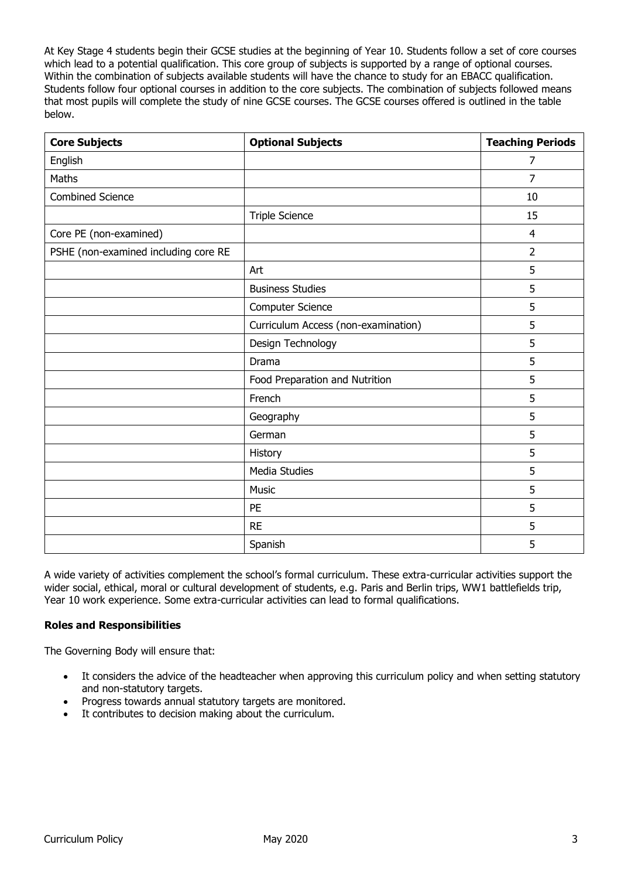At Key Stage 4 students begin their GCSE studies at the beginning of Year 10. Students follow a set of core courses which lead to a potential qualification. This core group of subjects is supported by a range of optional courses. Within the combination of subjects available students will have the chance to study for an EBACC qualification. Students follow four optional courses in addition to the core subjects. The combination of subjects followed means that most pupils will complete the study of nine GCSE courses. The GCSE courses offered is outlined in the table below.

| Core Subjects | Optional Subjects | Teaching Periods |
|---|---|---|
| English | | 7 |
| Maths | | 7 |
| Combined Science | | 10 |
| | Triple Science | 15 |
| Core PE (non-examined) | | 4 |
| PSHE (non-examined including core RE | | 2 |
| | Art | 5 |
| | Business Studies | 5 |
| | Computer Science | 5 |
| | Curriculum Access (non-examination) | 5 |
| | Design Technology | 5 |
| | Drama | 5 |
| | Food Preparation and Nutrition | 5 |
| | French | 5 |
| | Geography | 5 |
| | German | 5 |
| | History | 5 |
| | Media Studies | 5 |
| | Music | 5 |
| | PE | 5 |
| | RE | 5 |
| | Spanish | 5 |

A wide variety of activities complement the school's formal curriculum. These extra-curricular activities support the wider social, ethical, moral or cultural development of students, e.g. Paris and Berlin trips, WW1 battlefields trip, Year 10 work experience. Some extra-curricular activities can lead to formal qualifications.

**Roles and Responsibilities**

The Governing Body will ensure that:

- It considers the advice of the headteacher when approving this curriculum policy and when setting statutory and non-statutory targets.
- Progress towards annual statutory targets are monitored.
- It contributes to decision making about the curriculum.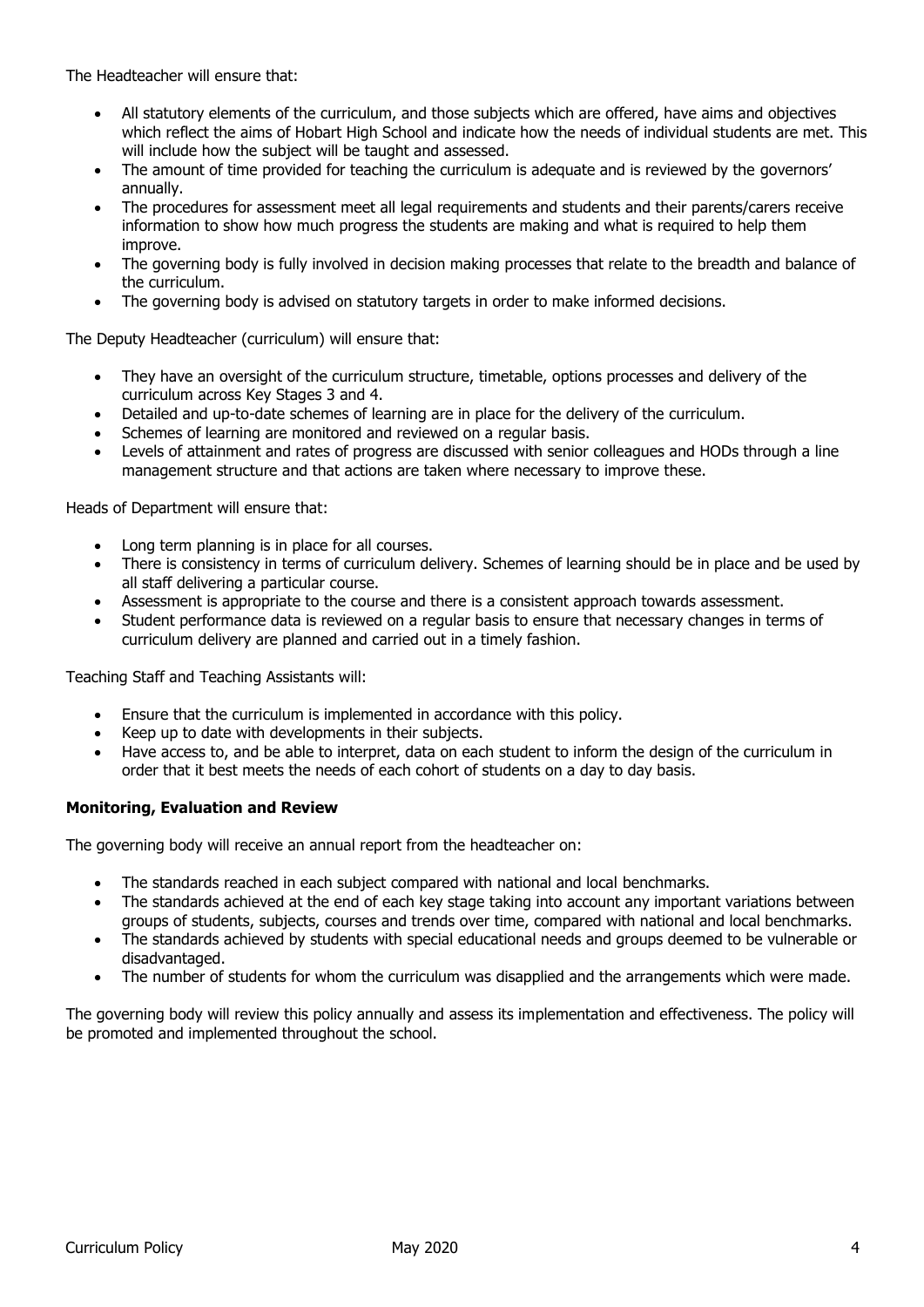The Headteacher will ensure that:

- All statutory elements of the curriculum, and those subjects which are offered, have aims and objectives which reflect the aims of Hobart High School and indicate how the needs of individual students are met. This will include how the subject will be taught and assessed.
- The amount of time provided for teaching the curriculum is adequate and is reviewed by the governors' annually.
- The procedures for assessment meet all legal requirements and students and their parents/carers receive information to show how much progress the students are making and what is required to help them improve.
- The governing body is fully involved in decision making processes that relate to the breadth and balance of the curriculum.
- The governing body is advised on statutory targets in order to make informed decisions.

The Deputy Headteacher (curriculum) will ensure that:

- They have an oversight of the curriculum structure, timetable, options processes and delivery of the curriculum across Key Stages 3 and 4.
- Detailed and up-to-date schemes of learning are in place for the delivery of the curriculum.
- Schemes of learning are monitored and reviewed on a regular basis.
- Levels of attainment and rates of progress are discussed with senior colleagues and HODs through a line management structure and that actions are taken where necessary to improve these.

Heads of Department will ensure that:

- Long term planning is in place for all courses.
- There is consistency in terms of curriculum delivery. Schemes of learning should be in place and be used by all staff delivering a particular course.
- Assessment is appropriate to the course and there is a consistent approach towards assessment.
- Student performance data is reviewed on a regular basis to ensure that necessary changes in terms of curriculum delivery are planned and carried out in a timely fashion.

Teaching Staff and Teaching Assistants will:

- Ensure that the curriculum is implemented in accordance with this policy.
- Keep up to date with developments in their subjects.
- Have access to, and be able to interpret, data on each student to inform the design of the curriculum in order that it best meets the needs of each cohort of students on a day to day basis.

**Monitoring, Evaluation and Review**

The governing body will receive an annual report from the headteacher on:

- The standards reached in each subject compared with national and local benchmarks.
- The standards achieved at the end of each key stage taking into account any important variations between groups of students, subjects, courses and trends over time, compared with national and local benchmarks.
- The standards achieved by students with special educational needs and groups deemed to be vulnerable or disadvantaged.
- The number of students for whom the curriculum was disapplied and the arrangements which were made.

The governing body will review this policy annually and assess its implementation and effectiveness. The policy will be promoted and implemented throughout the school.